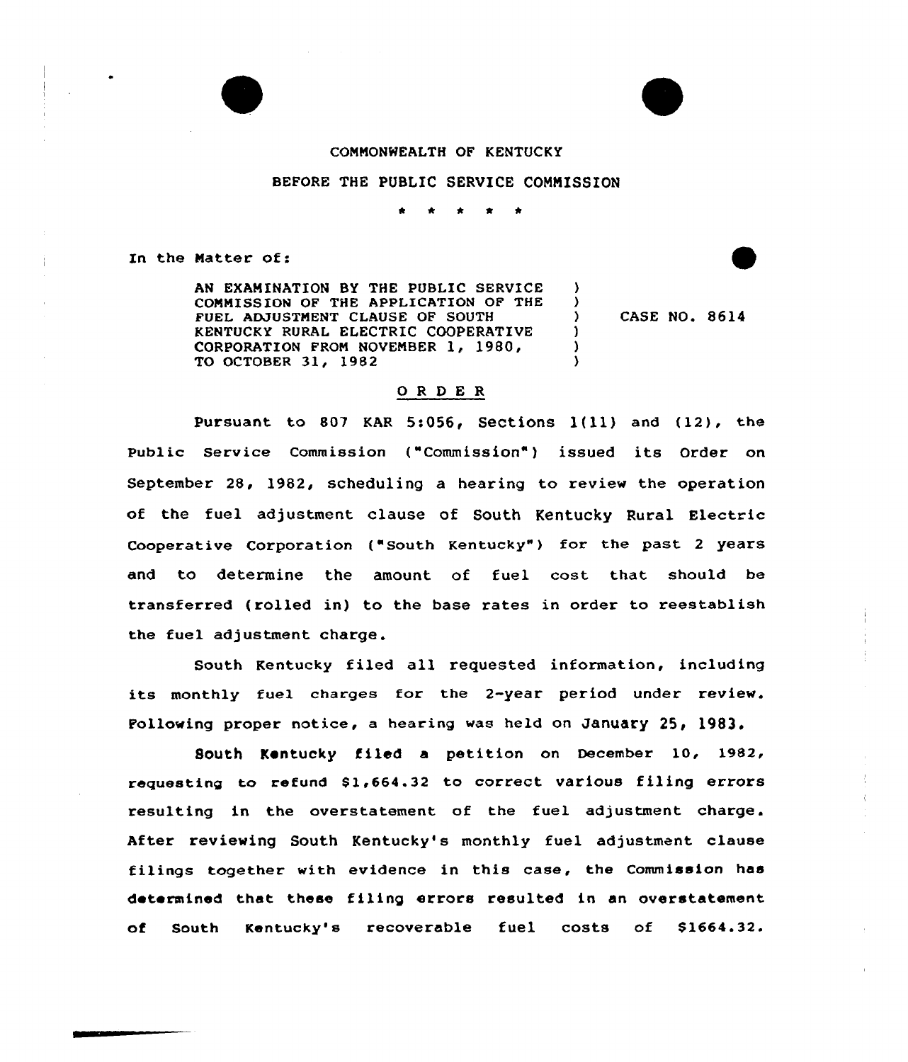COMMONWEALTH OF KENTUCKY

BEFORE THE PUBLIC SERVICE COMMISSION

\* \* \* \* \*

In the Matter of:

AN EXAMINATION BY THE PUBLIC SERVICE COMMISSION OF THE APPLICATION OF THE FUEL ADJUSTMENT CLAUSE OF SOUTH KENTUCKY RURAL ELECTRIC COOPERATIVE CORPORATION FROM NOVEMBER 1, 1980, TO OCTOBER 31, 1982 ) CASE NO. 8614

## O R D E R

Pursuant to 807 KAR 5:056, Sections 1(11) and (12), the Public Service Commission ("Commission") issued its Order on September 28, 1982, scheduling a hearing to review the operation of the fuel adjustment clause of South Kentucky Rural Electric Cooperative Corporation ("South Kentucky") for the past 2 years and to determine the amount of fuel cost that should be transferred (rolled in) to the base rates in order to reestablish the fuel adjustment charge.

South Kentucky filed all requested information, including its monthly fuel charges for the 2-year period under review. Following proper notice, a hearing was held on January 25, 1983.

South Kentucky filed a petition on December 10, 1982, requesting to refund $1,664.32 to correct various filing errors resulting in the overstatement of the fuel adjustment charge. After reviewing South Kentucky's monthly fuel adjustment clause filings together with evidence in this case, the Commission has determined that these filing errors resulted in an overstatement of South Kentucky's recoverable fuel costs of $1664.32.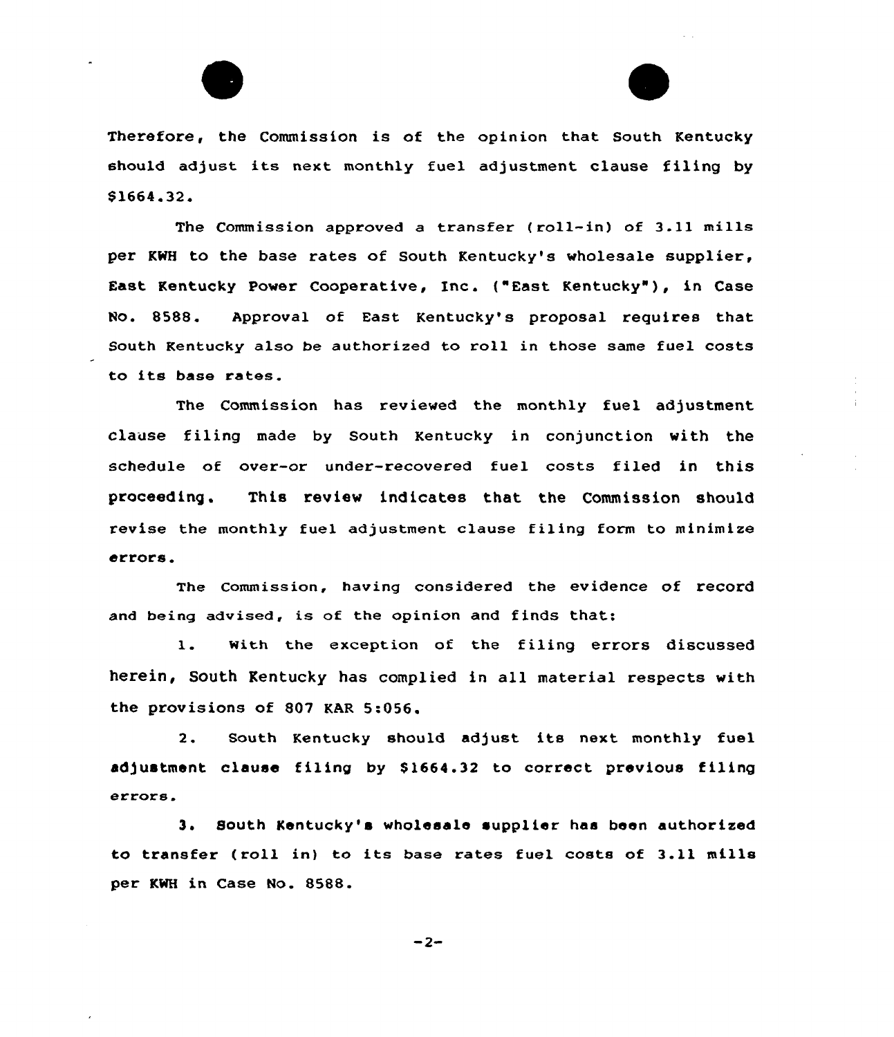Therefore, the Commission is of the opinion that South Kentucky should adjust its next monthly fuel adjustment clause filing by $1664.32.

The Commission approved a transfer (roll-in) of 3.11 mills per KWH to the base rates of South Kentucky's wholesale supplier, East Kentucky Power Cooperative, Inc. ("East Kentucky"), in Case No. 8588. Approval of East Kentucky's proposal requires that South Kentucky also be authorized to roll in those same fuel costs to its base rates.

The Commission has reviewed the monthly fuel adjustment clause filing made by South Kentucky in conjunction with the schedule of over-or under-recovered fuel costs filed in this proceeding. This review indicates that the Commission should revise the monthly fuel adjustment clause filing form to minimize errors.

The Commission, having considered the evidence of record and being advised, is of the opinion and finds that:

1. With the exception of the filing errors discussed herein, South Kentucky has complied in all material respects with the provisions of 807 KAR 5:056.

2. South Kentucky should adjust its next monthly fuel adjustment clause filing by $1664.32 to correct previous filing errors.

3. South Kentucky's wholesale supplier has been authorized to transfer (roll in) to its base rates fuel costs of 3.11 mills per KWH in Case No. 8588.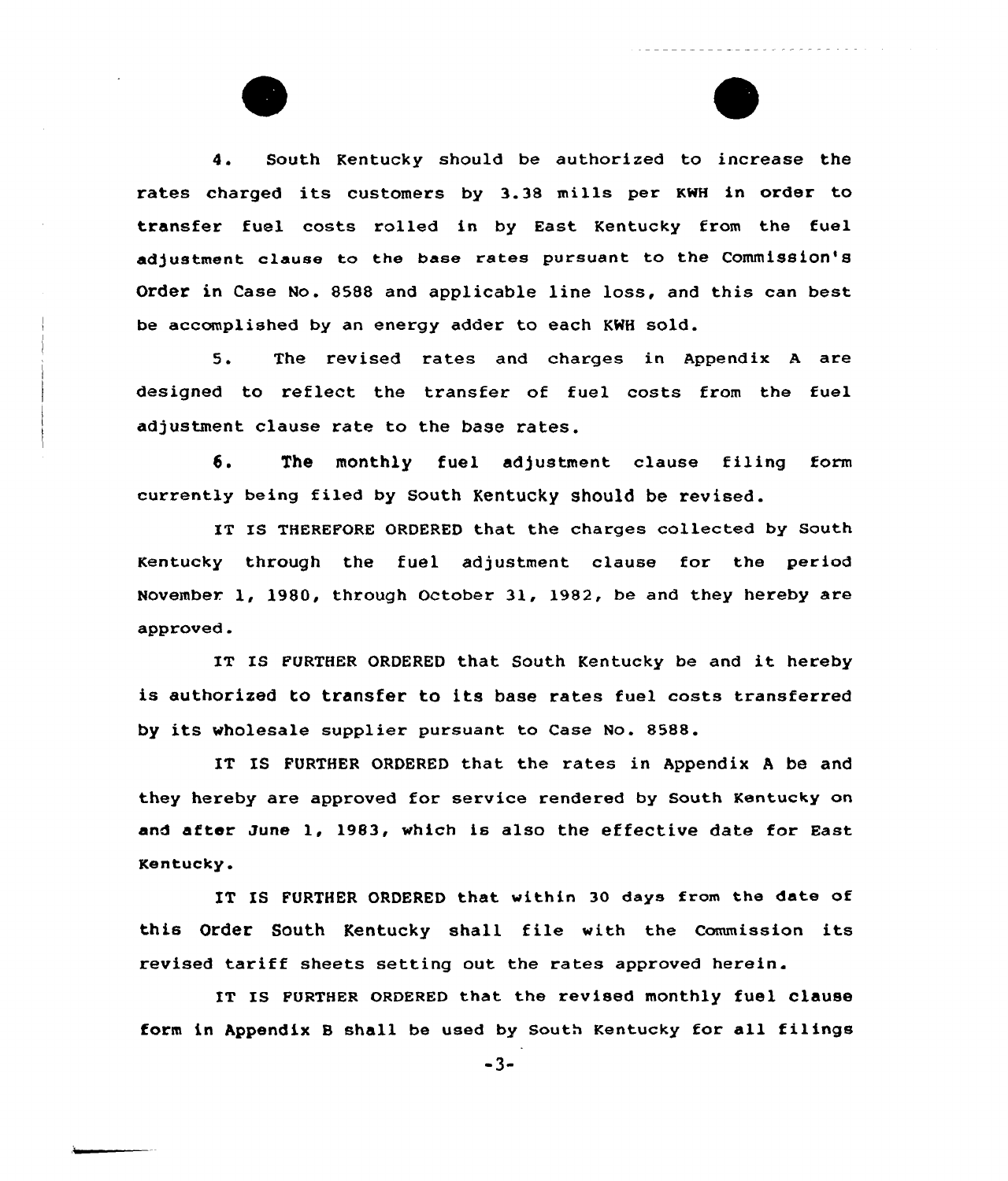4. South Kentucky should be authorized to increase the rates charged its customers by 3.38 mills per KWH in order to transfer fuel costs rolled in by East Kentucky from the fuel adjustment clause to the base rates pursuant to the Commission's Order in Case No. 8588 and applicable line loss, and this can best be accomplished by an energy adder to each KWH sold.

5. The revised rates and charges in Appendix A are designed to reflect the transfer of fuel costs from the fuel adjustment clause rate to the base rates.

6. The monthly fuel adjustment clause filing form currently being filed by South Kentucky should be revised.

IT IS THEREFORE ORDERED that the charges collected by South Kentucky through the fuel adjustment clause for the period November 1, 1980, through October 31, 1982, be and they hereby are approved.

IT IS FURTHER ORDERED that South Kentucky be and it hereby is authorized to transfer to its base rates fuel costs transferred by its wholesale supplier pursuant to Case No. 8588.

IT IS FURTHER ORDERED that the rates in Appendix A be and they hereby are approved for service rendered by South Kentucky on and after June 1, 1983, which is also the effective date for East Kentucky.

IT IS FURTHER ORDERED that within 30 days from the date of this Order South Kentucky shall file with the Commission its revised tariff sheets setting out the rates approved herein.

IT IS FURTHER ORDERED that the revised monthly fuel clause form in Appendix B shall be used by South Kentucky for all filings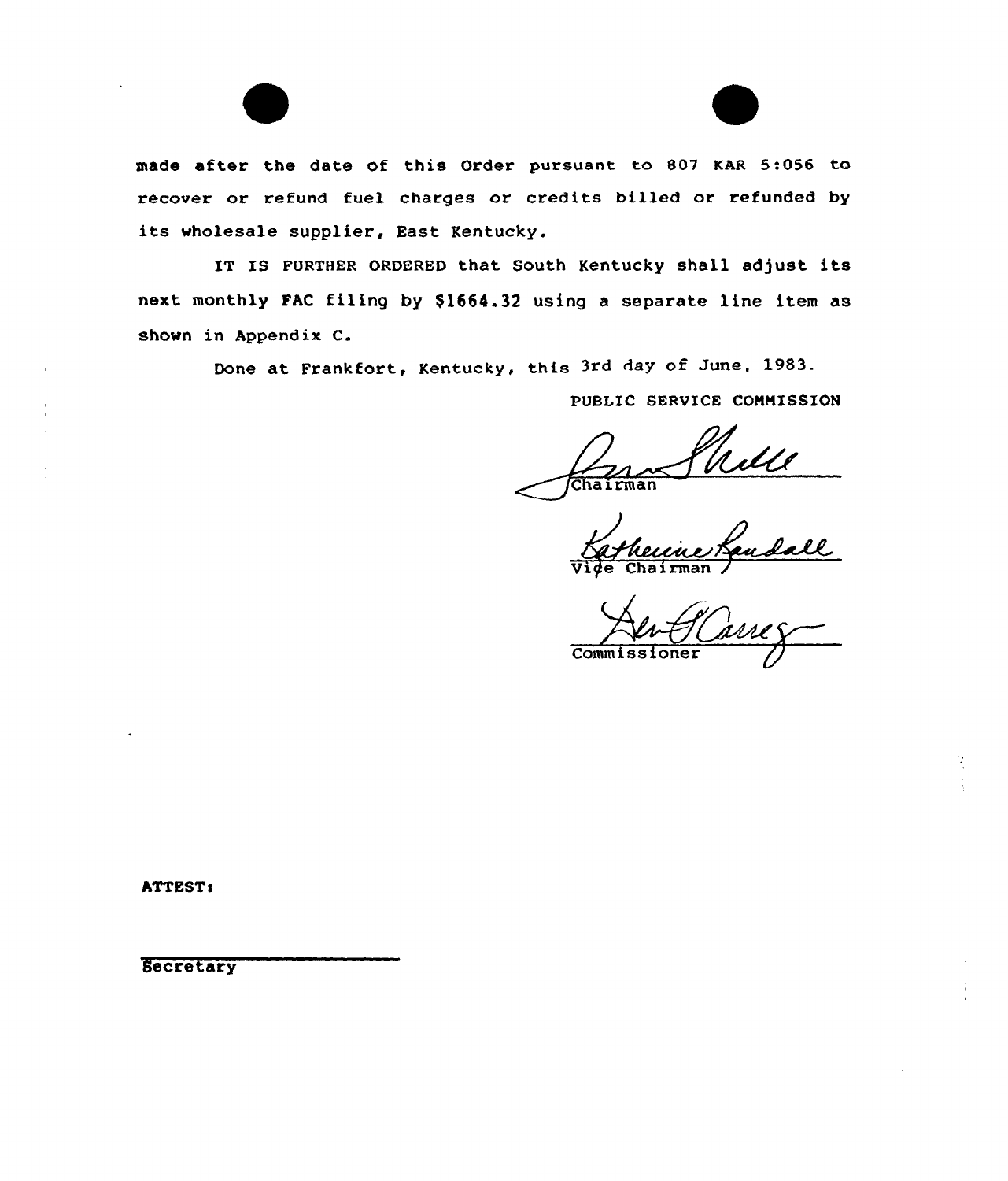made after the date of this Order pursuant to 807 KAR 5:056 to recover or refund fuel charges or credits billed or refunded by its wholesale supplier, East Kentucky.

IT IS FURTHER ORDERED that South Kentucky shall adjust its next monthly FAC filing by $1664.32 using a separate line item as shown in Appendix C.

Done at Frankfort, Kentucky, this 3rd day of June, 1983.

PUBLIC SERVICE COMMISSION

Chairman

Vice Chairman

Commissioner

ATTEST:

Secretary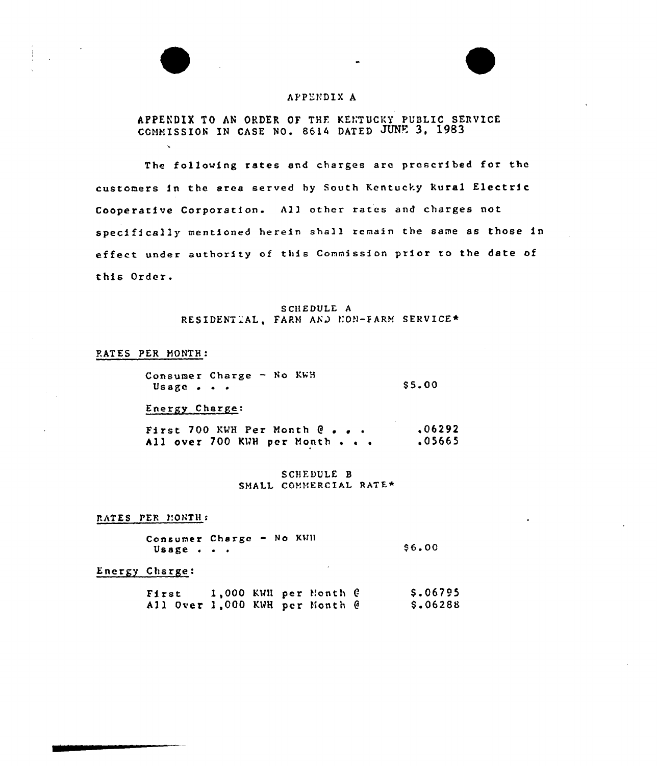# APPENDIX A

APPENDIX TO AN ORDER OF THE KENTUCKY PUBLIC SERVICE COMMISSION IN CASE NO. 8614 DATED JUNE 3, 1983

The following rates and charges are prescribed for the customers in the area served by South Kentucky Rural Electric Cooperative Corporation. All other rates and charges not specifically mentioned herein shall remain the same as those in effect under authority of this Commission prior to the date of this Order.

## SCHEDULE A
## RESIDENTIAL, FARM AND NON-FARM SERVICE*

RATES PER MONTH:

| | |
|---|---|
| Consumer Charge - No KWH Usage . . . | $5.00 |

Energy Charge:

| | |
|---|---|
| First 700 KWH Per Month @ . . . | .06292 |
| All over 700 KWH per Month . . . | .05665 |

## SCHEDULE B
## SMALL COMMERCIAL RATE*

RATES PER MONTH:

| | |
|---|---|
| Consumer Charge - No KWH Usage . . . | $6.00 |

Energy Charge:

| | |
|---|---|
| First 1,000 KWH per Month @ | $.06795 |
| All Over 1,000 KWH per Month @ | $.06288 |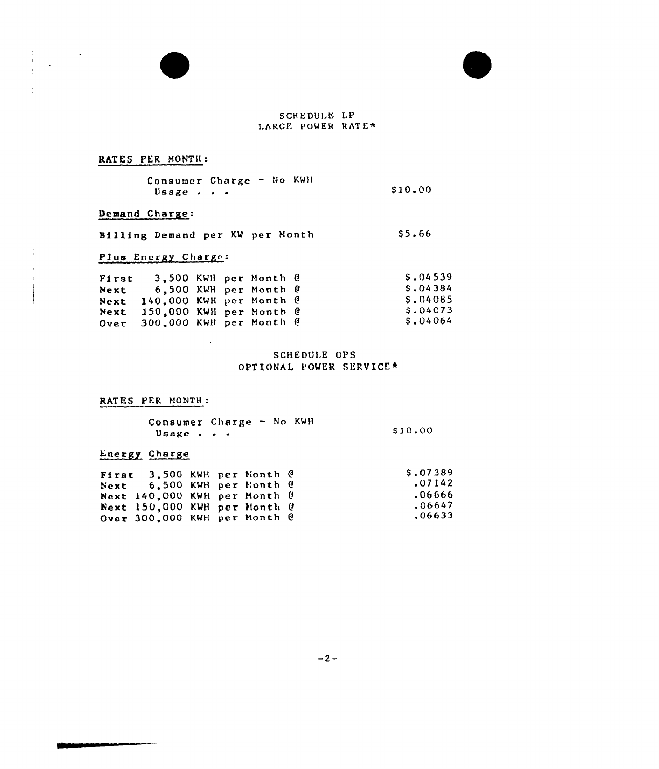## SCHEDULE LP
## LARGE POWER RATE*

RATES PER MONTH:

| | |
|---|---|
| Consumer Charge - No KWH Usage . . . | $10.00 |

Demand Charge:

| | |
|---|---|
| Billing Demand per KW per Month | $5.66 |

Plus Energy Charge:

| | |
|---|---|
| First 3,500 KWH per Month @ | $.04539 |
| Next 6,500 KWH per Month @ | $.04384 |
| Next 140,000 KWH per Month @ | $.04085 |
| Next 150,000 KWH per Month @ | $.04073 |
| Over 300,000 KWH per Month @ | $.04064 |

## SCHEDULE OPS
## OPTIONAL POWER SERVICE*

RATES PER MONTH:

| | |
|---|---|
| Consumer Charge - No KWH Usage . . . | $10.00 |

Energy Charge

| | |
|---|---|
| First 3,500 KWH per Month @ | $.07389 |
| Next 6,500 KWH per Month @ | .07142 |
| Next 140,000 KWH per Month @ | .06666 |
| Next 150,000 KWH per Month @ | .06647 |
| Over 300,000 KWH per Month @ | .06633 |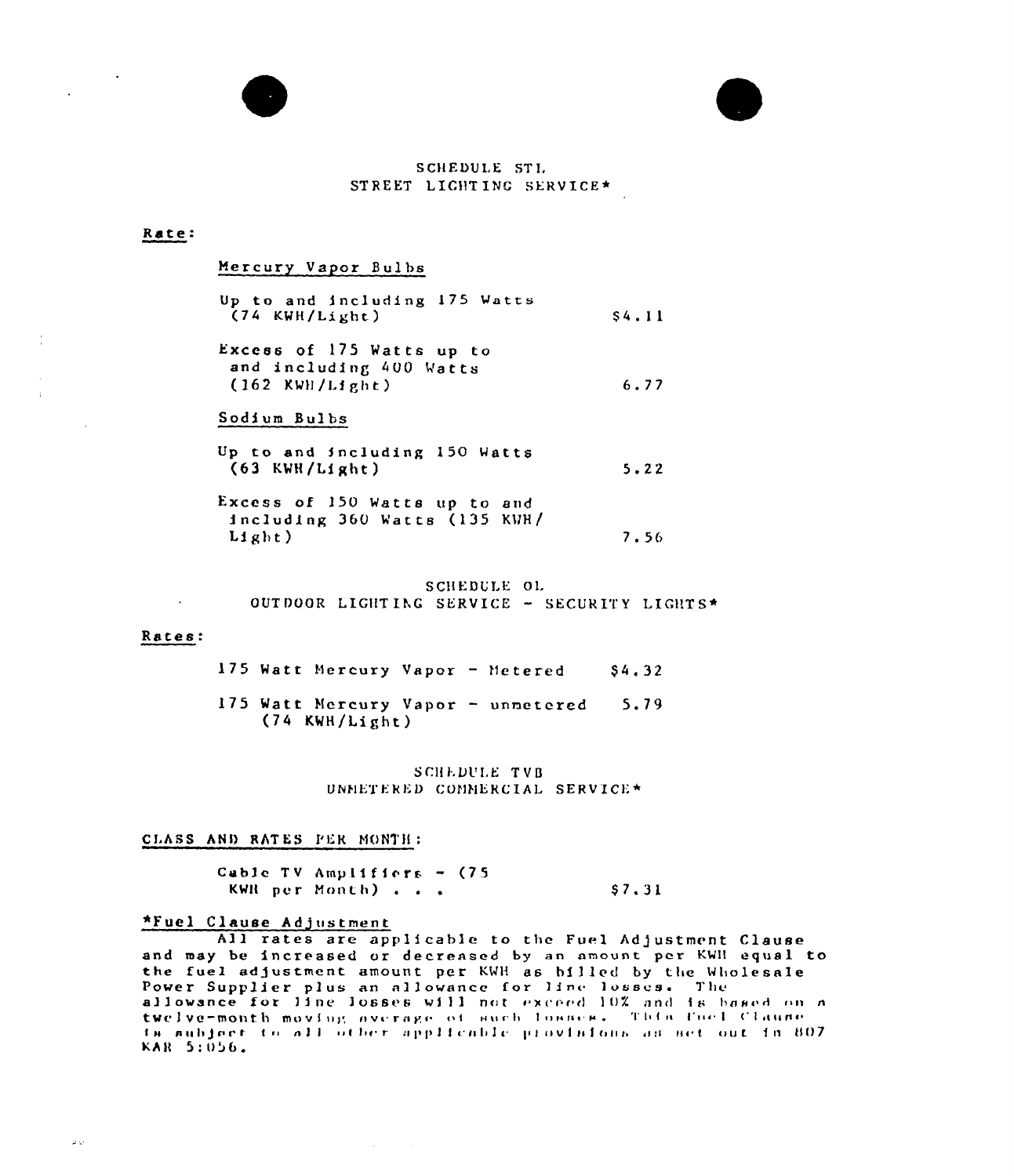## SCHEDULE STL
## STREET LIGHTING SERVICE*

**Rate:**

Mercury Vapor Bulbs

| | |
|---|---|
| Up to and including 175 Watts (74 KWH/Light) | $4.11 |
| Excess of 175 Watts up to and including 400 Watts (162 KWH/Light) | 6.77 |

Sodium Bulbs

| | |
|---|---|
| Up to and including 150 Watts (63 KWH/Light) | 5.22 |
| Excess of 150 Watts up to and including 360 Watts (135 KWH/Light) | 7.56 |

## SCHEDULE OL
## OUTDOOR LIGHTING SERVICE - SECURITY LIGHTS*

**Rates:**

| | |
|---|---|
| 175 Watt Mercury Vapor - Metered | $4.32 |
| 175 Watt Mercury Vapor - unmetered (74 KWH/Light) | 5.79 |

## SCHEDULE TVB
## UNMETERED COMMERCIAL SERVICE*

**CLASS AND RATES PER MONTH:**

| | |
|---|---|
| Cable TV Amplifiers - (75 KWH per Month) . . . | $7.31 |

*Fuel Clause Adjustment

All rates are applicable to the Fuel Adjustment Clause and may be increased or decreased by an amount per KWH equal to the fuel adjustment amount per KWH as billed by the Wholesale Power Supplier plus an allowance for line losses. The allowance for line losses will not exceed 10% and is based on a twelve-month moving average of such losses. This Fuel Clause is subject to all other applicable provisions as set out in 807 KAR 5:056.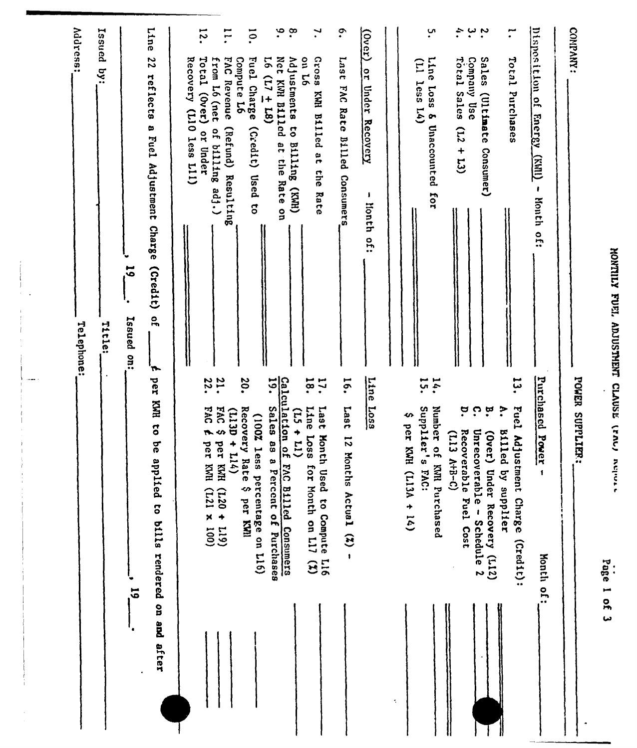# MONTHLY FUEL ADJUSTMENT CLAUSE (FAC) REPORT

COMPANY: ____________________ POWER SUPPLIER: ____________________

| Disposition of Energy (KWH) - Month of: ______ | | Purchased Power - Month of: ______ | |
|---|---|---|---|
| 1. Total Purchases | ______ | 13. Fuel Adjustment Charge (Credit): | |
| | | A. Billed by supplier | ______ |
| 2. Sales (Ultimate Consumer) | ______ | B. (Over) Under Recovery (L12) | ______ |
| 3. Company Use | ______ | C. Unrecoverable - Schedule 2 | ______ |
| 4. Total Sales (L2 + L3) | ______ | D. Recoverable Fuel Cost (L13 A+B-C) | ______ |
| 5. Line Loss & Unaccounted for (L1 less L4) | ______ | 14. Number of KWH Purchased | ______ |
| | | 15. Supplier's FAC: $ per KWH (L13A ÷ 14) | ______ |

| (Over) or Under Recovery - Month of: ______ | | Line Loss | |
|---|---|---|---|
| 6. Last FAC Rate Billed Consumers | ______ | 16. Last 12 Months Actual (%) - | ______ |
| 7. Gross KWH Billed at the Rate on L6 | ______ | 17. Last Month Used to Compute L16 | ______ |
| 8. Adjustments to Billing (KWH) | ______ | 18. Line Loss for Month on L17 (%) (L5 ÷ L1) | ______ |
| 9. Net KWH Billed at the Rate on L6 (L7 ± L8) | ______ | **Calculation of FAC Billed Consumers** | |
| | | 19. Sales as a Percent of Purchases (100% less percentage on L16) | ______ |
| 10. Fuel Charge (Credit) Used to Compute L6 | ______ | 20. Recovery Rate $ per KWH (L13D ÷ L14) | ______ |
| 11. FAC Revenue (Refund) Resulting from L6 (net of billing adj.) | ______ | 21. FAC $ per KWH (L20 ÷ L19) | ______ |
| 12. Total (Over) or Under Recovery (L10 less L11) | ______ | 22. FAC ¢ per KWH (L21 x 100) | ______ |

Line 22 reflects a Fuel Adjustment Charge (Credit) of ______ ¢ per KWH to be applied to bills rendered on and after ______, 19___. Issued on: ______, 19___.

Issued by: ______ Title: ______

Address: ______ Telephone: ______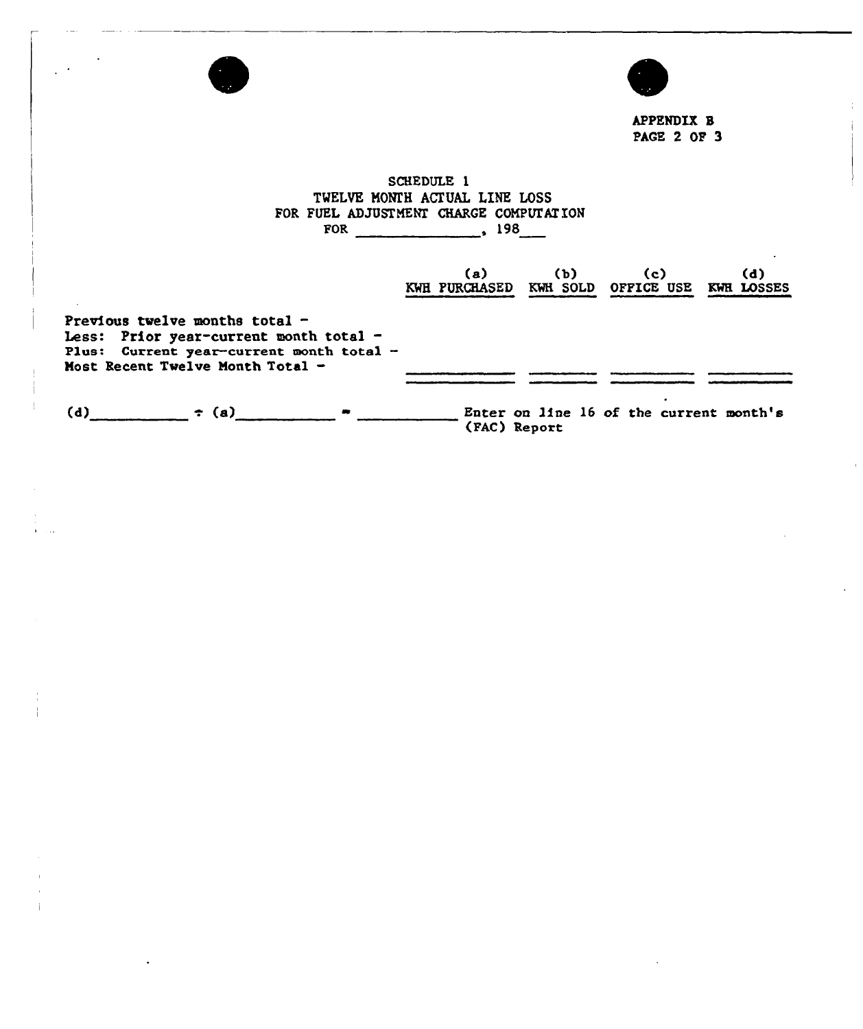APPENDIX B
PAGE 2 OF 3

SCHEDULE 1
TWELVE MONTH ACTUAL LINE LOSS
FOR FUEL ADJUSTMENT CHARGE COMPUTATION
FOR _______________, 198___

| | (a) KWH PURCHASED | (b) KWH SOLD | (c) OFFICE USE | (d) KWH LOSSES |
|---|---|---|---|---|
| Previous twelve months total - | | | | |
| Less: Prior year-current month total - | | | | |
| Plus: Current year-current month total - | | | | |
| Most Recent Twelve Month Total - | | | | |

(d)__________ ÷ (a)__________ = __________ Enter on line 16 of the current month's (FAC) Report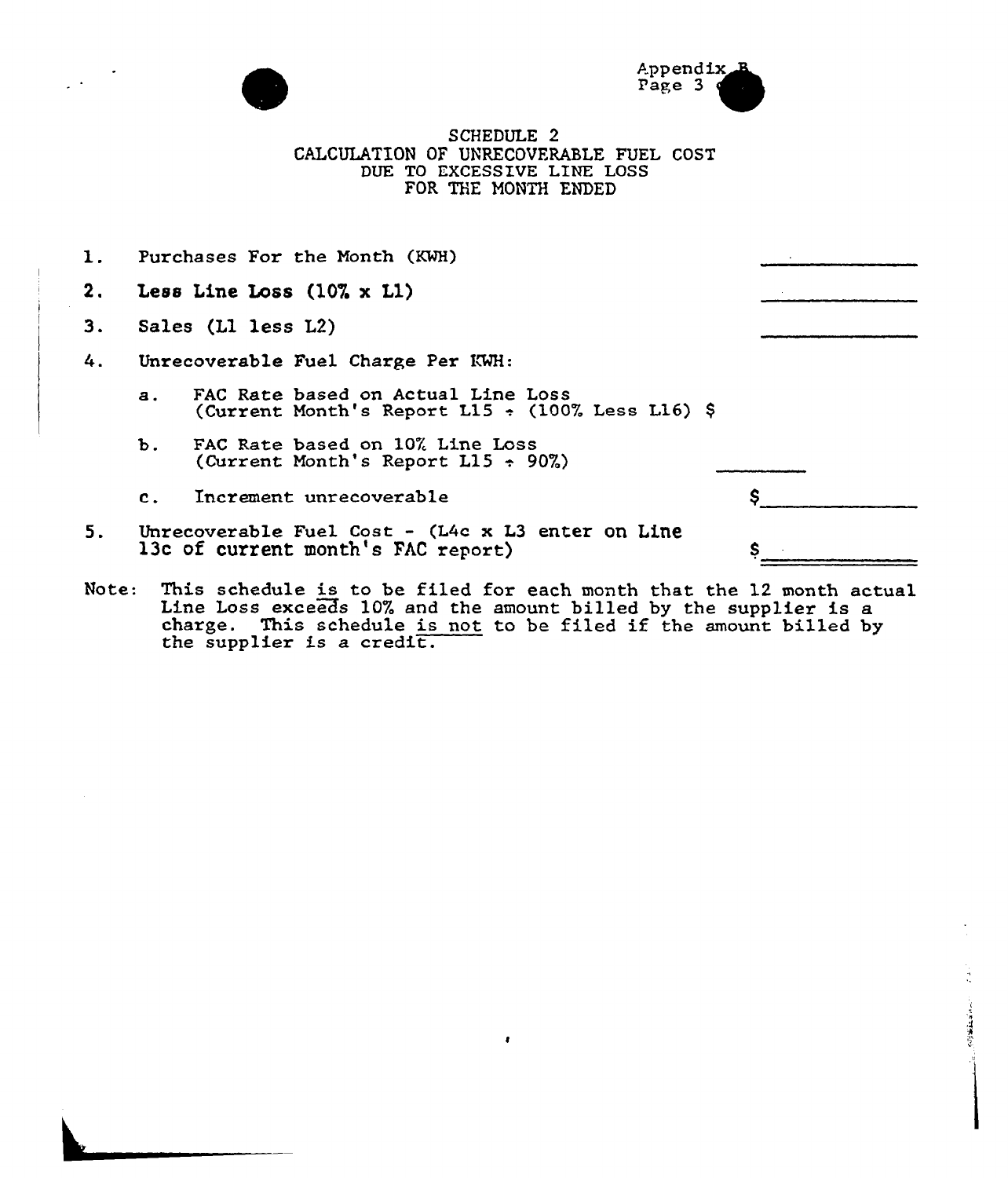Appendix B
Page 3

# SCHEDULE 2
## CALCULATION OF UNRECOVERABLE FUEL COST DUE TO EXCESSIVE LINE LOSS FOR THE MONTH ENDED

1. Purchases For the Month (KWH) \_\_\_\_\_\_\_\_\_\_\_\_\_\_\_\_

2. **Less Line Loss (10% x L1)** \_\_\_\_\_\_\_\_\_\_\_\_\_\_\_\_

3. Sales (L1 less L2) \_\_\_\_\_\_\_\_\_\_\_\_\_\_\_\_

4. Unrecoverable Fuel Charge Per KWH:

   a. FAC Rate based on Actual Line Loss (Current Month's Report L15 ÷ (100% Less L16) $

   b. FAC Rate based on 10% Line Loss (Current Month's Report L15 ÷ 90%) \_\_\_\_\_\_\_\_\_\_

   c. Increment unrecoverable $\_\_\_\_\_\_\_\_\_\_\_\_\_\_\_\_

5. Unrecoverable Fuel Cost - (L4c x L3 enter on Line 13c of current month's FAC report) $\_\_\_\_\_\_\_\_\_\_\_\_\_\_\_\_

Note: This schedule <u>is</u> to be filed for each month that the 12 month actual Line Loss exceeds 10% and the amount billed by the supplier is a charge. This schedule <u>is not</u> to be filed if the amount billed by the supplier is a credit.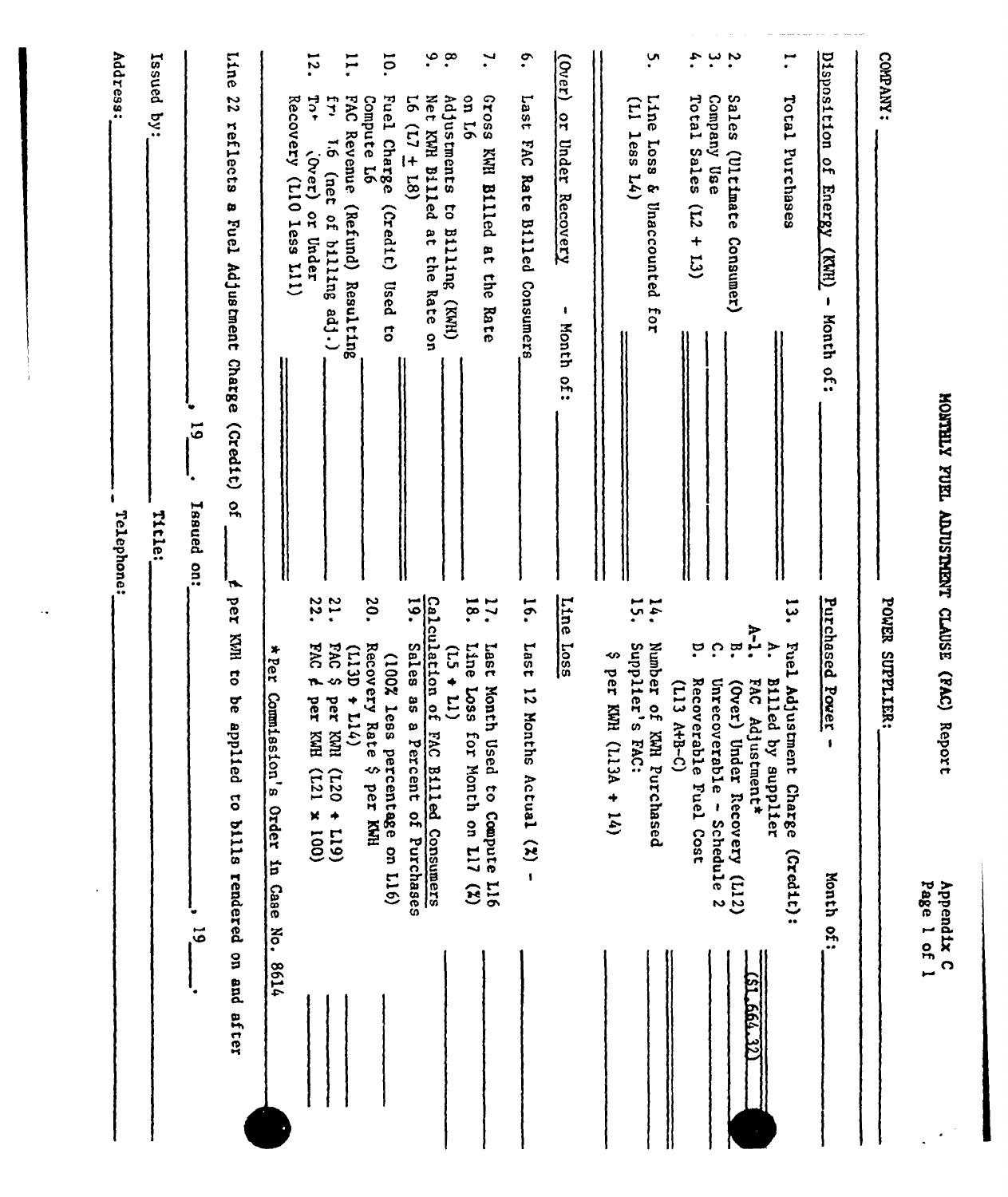Appendix C
Page 1 of 1

# MONTHLY FUEL ADJUSTMENT CLAUSE (FAC) Report

COMPANY: ______________________ POWER SUPPLIER: ______________________

**Disposition of Energy (KWH) - Month of:** ______________________

1. Total Purchases ______________________
2. Sales (Ultimate Consumer) ______________________
3. Company Use ______________________
4. Total Sales (L2 + L3) ______________________
5. Line Loss & Unaccounted for (L1 less L4) ______________________

**(Over) or Under Recovery - Month of:** ______________________

6. Last FAC Rate Billed Consumers ______________________
7. Gross KWH Billed at the Rate on L6 ______________________
8. Adjustments to Billing (KWH) ______________________
9. Net KWH Billed at the Rate on L6 (L7 ± L8) ______________________
10. Fuel Charge (Credit) Used to Compute L6 ______________________
11. FAC Revenue (Refund) Resulting fr L6 (net of billing adj.) ______________________
12. To (Over) or Under Recovery (L10 less L11) ______________________

**Purchased Power - Month of:** ______________________

13. Fuel Adjustment Charge (Credit):
    - A. Billed by supplier ______________________
    - A-1. FAC Adjustment* (\$1,664.32)
    - B. (Over) Under Recovery (L12) ______________________
    - C. Unrecoverable - Schedule 2 ______________________
    - D. Recoverable Fuel Cost (L13 A+B-C) ______________________
14. Number of KWH Purchased ______________________
15. Supplier's FAC: \$ per KWH (L13A ÷ 14) ______________________

**Line Loss**

16. Last 12 Months Actual (%) - ______________________
17. Last Month Used to Compute L16 ______________________
18. Line Loss for Month on L17 (%) (L5 ÷ L1) ______________________

**Calculation of FAC Billed Consumers**

19. Sales as a Percent of Purchases (100% less percentage on L16) ______________________
20. Recovery Rate \$ per KWH (L13D ÷ L14) ______________________
21. FAC \$ per KWH (L20 ÷ L19) ______________________
22. FAC ¢ per KWH (L21 x 100) ______________________

\*Per Commission's Order in Case No. 8614

Line 22 reflects a Fuel Adjustment Charge (Credit) of ______ ¢ per KWH to be applied to bills rendered on and after ______________________, 19____. Issued on: ______________________, 19____.

Issued by: ______________________ Title: ______________________

Address: ______________________ Telephone: ______________________